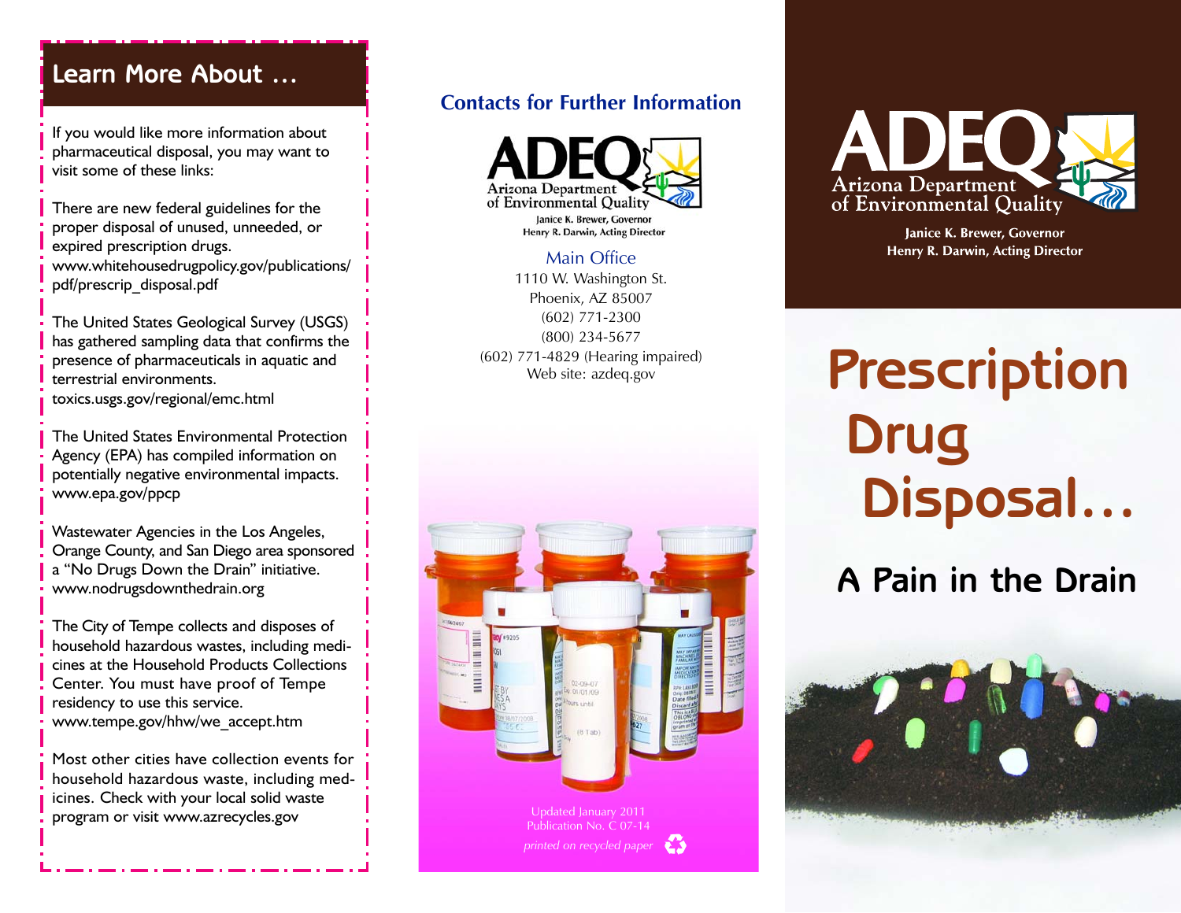## Learn More About ...

If you would like more information about pharmaceutical disposal, you may want to visit some of these links:

There are new federal guidelines for the proper disposal of unused, unneeded, or expired prescription drugs.
www.whitehousedrugpolicy.gov/publications/pdf/prescrip_disposal.pdf

The United States Geological Survey (USGS) has gathered sampling data that confirms the presence of pharmaceuticals in aquatic and terrestrial environments.
toxics.usgs.gov/regional/emc.html

The United States Environmental Protection Agency (EPA) has compiled information on potentially negative environmental impacts.
www.epa.gov/ppcp

Wastewater Agencies in the Los Angeles, Orange County, and San Diego area sponsored a "No Drugs Down the Drain" initiative.
www.nodrugsdownthedrain.org

The City of Tempe collects and disposes of household hazardous wastes, including medicines at the Household Products Collections Center. You must have proof of Tempe residency to use this service.
www.tempe.gov/hhw/we_accept.htm

Most other cities have collection events for household hazardous waste, including medicines. Check with your local solid waste program or visit www.azrecycles.gov

## Contacts for Further Information

ADEQ
Arizona Department of Environmental Quality
Janice K. Brewer, Governor
Henry R. Darwin, Acting Director

**Main Office**
1110 W. Washington St.
Phoenix, AZ 85007
(602) 771-2300
(800) 234-5677
(602) 771-4829 (Hearing impaired)
Web site: azdeq.gov

Updated January 2011
Publication No. C 07-14
*printed on recycled paper*

ADEQ
Arizona Department of Environmental Quality
Janice K. Brewer, Governor
Henry R. Darwin, Acting Director

# Prescription Drug Disposal...

## A Pain in the Drain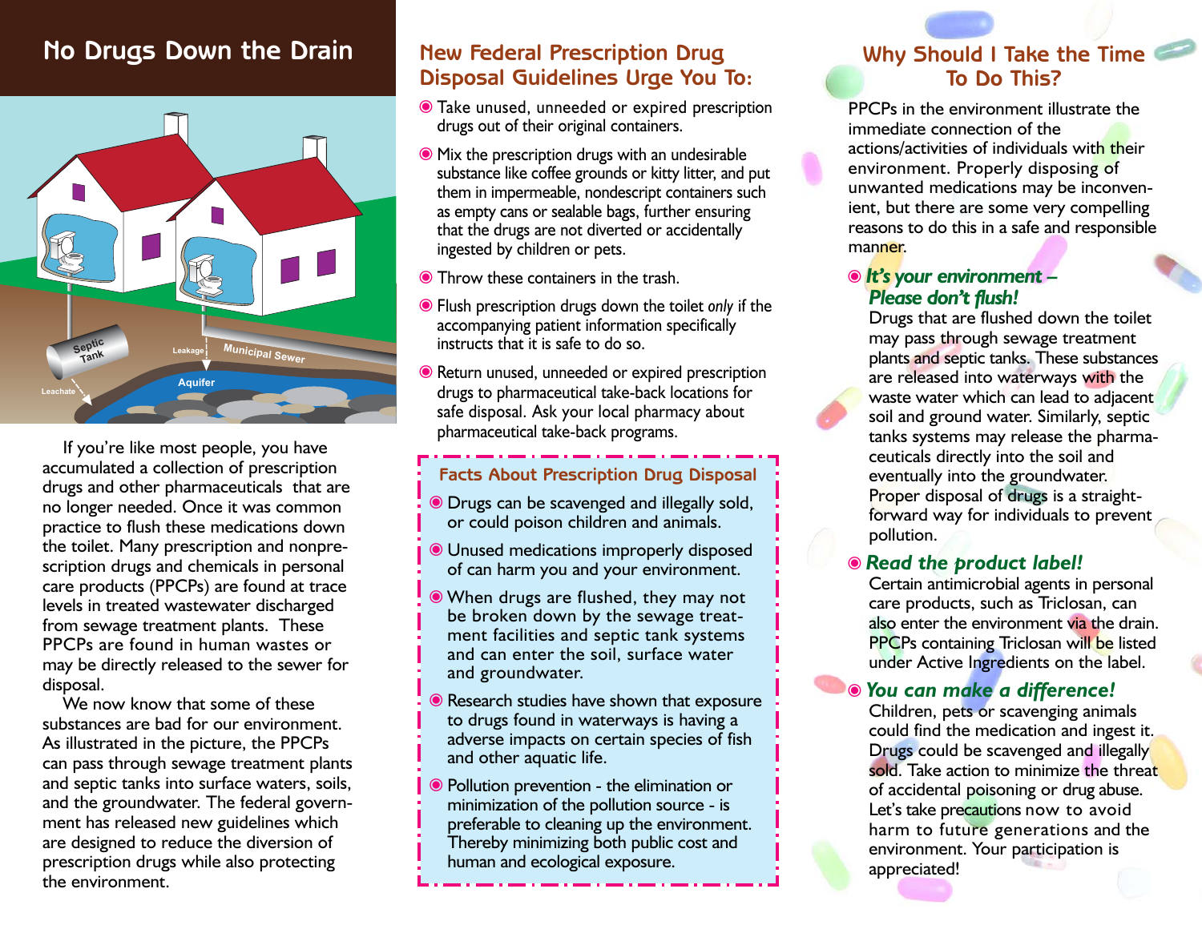# No Drugs Down the Drain

Septic Tank

Leakage

Municipal Sewer

Aquifer

Leachate

If you're like most people, you have accumulated a collection of prescription drugs and other pharmaceuticals that are no longer needed. Once it was common practice to flush these medications down the toilet. Many prescription and nonprescription drugs and chemicals in personal care products (PPCPs) are found at trace levels in treated wastewater discharged from sewage treatment plants. These PPCPs are found in human wastes or may be directly released to the sewer for disposal.

We now know that some of these substances are bad for our environment. As illustrated in the picture, the PPCPs can pass through sewage treatment plants and septic tanks into surface waters, soils, and the groundwater. The federal government has released new guidelines which are designed to reduce the diversion of prescription drugs while also protecting the environment.

## New Federal Prescription Drug Disposal Guidelines Urge You To:

- Take unused, unneeded or expired prescription drugs out of their original containers.
- Mix the prescription drugs with an undesirable substance like coffee grounds or kitty litter, and put them in impermeable, nondescript containers such as empty cans or sealable bags, further ensuring that the drugs are not diverted or accidentally ingested by children or pets.
- Throw these containers in the trash.
- Flush prescription drugs down the toilet *only* if the accompanying patient information specifically instructs that it is safe to do so.
- Return unused, unneeded or expired prescription drugs to pharmaceutical take-back locations for safe disposal. Ask your local pharmacy about pharmaceutical take-back programs.

### Facts About Prescription Drug Disposal

- Drugs can be scavenged and illegally sold, or could poison children and animals.
- Unused medications improperly disposed of can harm you and your environment.
- When drugs are flushed, they may not be broken down by the sewage treatment facilities and septic tank systems and can enter the soil, surface water and groundwater.
- Research studies have shown that exposure to drugs found in waterways is having a adverse impacts on certain species of fish and other aquatic life.
- Pollution prevention - the elimination or minimization of the pollution source - is preferable to cleaning up the environment. Thereby minimizing both public cost and human and ecological exposure.

## Why Should I Take the Time To Do This?

PPCPs in the environment illustrate the immediate connection of the actions/activities of individuals with their environment. Properly disposing of unwanted medications may be inconvenient, but there are some very compelling reasons to do this in a safe and responsible manner.

- ***It's your environment – Please don't flush!***
  Drugs that are flushed down the toilet may pass through sewage treatment plants and septic tanks. These substances are released into waterways with the waste water which can lead to adjacent soil and ground water. Similarly, septic tanks systems may release the pharmaceuticals directly into the soil and eventually into the groundwater. Proper disposal of drugs is a straightforward way for individuals to prevent pollution.
- ***Read the product label!***
  Certain antimicrobial agents in personal care products, such as Triclosan, can also enter the environment via the drain. PPCPs containing Triclosan will be listed under Active Ingredients on the label.
- ***You can make a difference!***
  Children, pets or scavenging animals could find the medication and ingest it. Drugs could be scavenged and illegally sold. Take action to minimize the threat of accidental poisoning or drug abuse. Let's take precautions now to avoid harm to future generations and the environment. Your participation is appreciated!